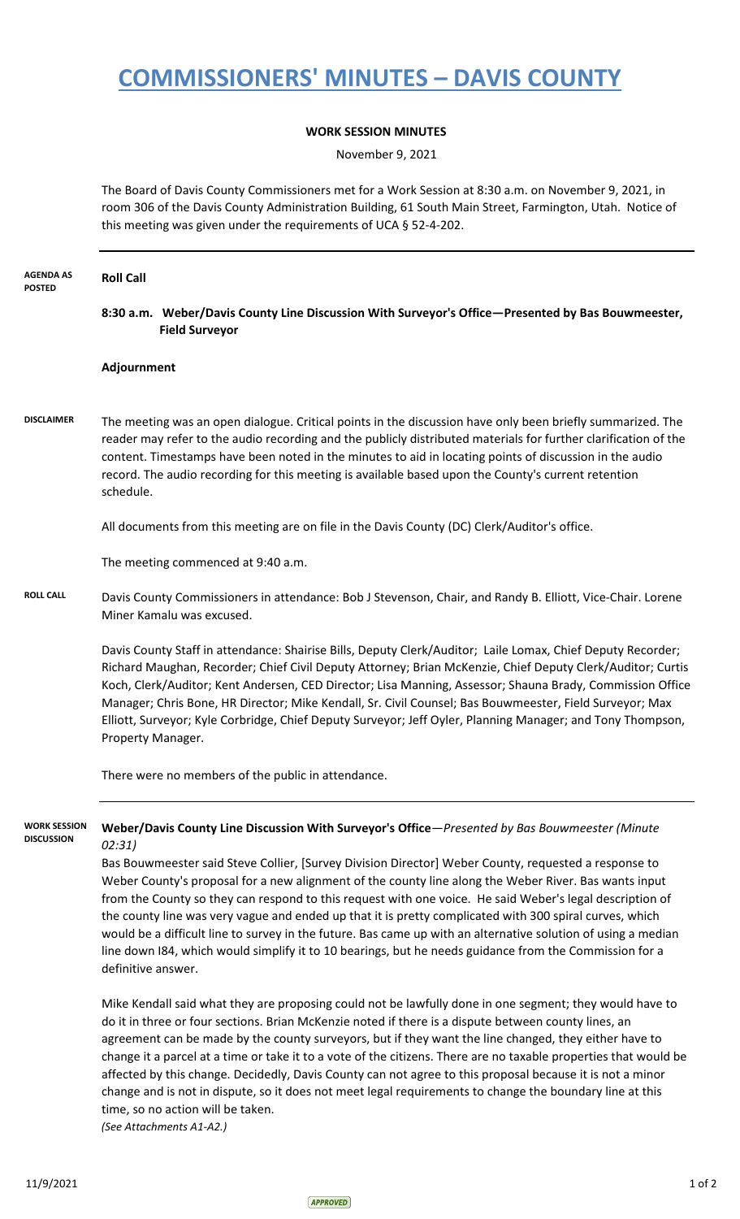# COMMISSIONERS' MINUTES – DAVIS COUNTY

**WORK SESSION MINUTES**

November 9, 2021

The Board of Davis County Commissioners met for a Work Session at 8:30 a.m. on November 9, 2021, in room 306 of the Davis County Administration Building, 61 South Main Street, Farmington, Utah. Notice of this meeting was given under the requirements of UCA § 52-4-202.

---

**AGENDA AS POSTED**

**Roll Call**

**8:30 a.m. Weber/Davis County Line Discussion With Surveyor's Office—Presented by Bas Bouwmeester, Field Surveyor**

**Adjournment**

**DISCLAIMER**

The meeting was an open dialogue. Critical points in the discussion have only been briefly summarized. The reader may refer to the audio recording and the publicly distributed materials for further clarification of the content. Timestamps have been noted in the minutes to aid in locating points of discussion in the audio record. The audio recording for this meeting is available based upon the County's current retention schedule.

All documents from this meeting are on file in the Davis County (DC) Clerk/Auditor's office.

The meeting commenced at 9:40 a.m.

**ROLL CALL**

Davis County Commissioners in attendance: Bob J Stevenson, Chair, and Randy B. Elliott, Vice-Chair. Lorene Miner Kamalu was excused.

Davis County Staff in attendance: Shairise Bills, Deputy Clerk/Auditor; Laile Lomax, Chief Deputy Recorder; Richard Maughan, Recorder; Chief Civil Deputy Attorney; Brian McKenzie, Chief Deputy Clerk/Auditor; Curtis Koch, Clerk/Auditor; Kent Andersen, CED Director; Lisa Manning, Assessor; Shauna Brady, Commission Office Manager; Chris Bone, HR Director; Mike Kendall, Sr. Civil Counsel; Bas Bouwmeester, Field Surveyor; Max Elliott, Surveyor; Kyle Corbridge, Chief Deputy Surveyor; Jeff Oyler, Planning Manager; and Tony Thompson, Property Manager.

There were no members of the public in attendance.

---

**WORK SESSION DISCUSSION**

**Weber/Davis County Line Discussion With Surveyor's Office**—*Presented by Bas Bouwmeester (Minute 02:31)*

Bas Bouwmeester said Steve Collier, [Survey Division Director] Weber County, requested a response to Weber County's proposal for a new alignment of the county line along the Weber River. Bas wants input from the County so they can respond to this request with one voice. He said Weber's legal description of the county line was very vague and ended up that it is pretty complicated with 300 spiral curves, which would be a difficult line to survey in the future. Bas came up with an alternative solution of using a median line down I84, which would simplify it to 10 bearings, but he needs guidance from the Commission for a definitive answer.

Mike Kendall said what they are proposing could not be lawfully done in one segment; they would have to do it in three or four sections. Brian McKenzie noted if there is a dispute between county lines, an agreement can be made by the county surveyors, but if they want the line changed, they either have to change it a parcel at a time or take it to a vote of the citizens. There are no taxable properties that would be affected by this change. Decidedly, Davis County can not agree to this proposal because it is not a minor change and is not in dispute, so it does not meet legal requirements to change the boundary line at this time, so no action will be taken.
*(See Attachments A1-A2.)*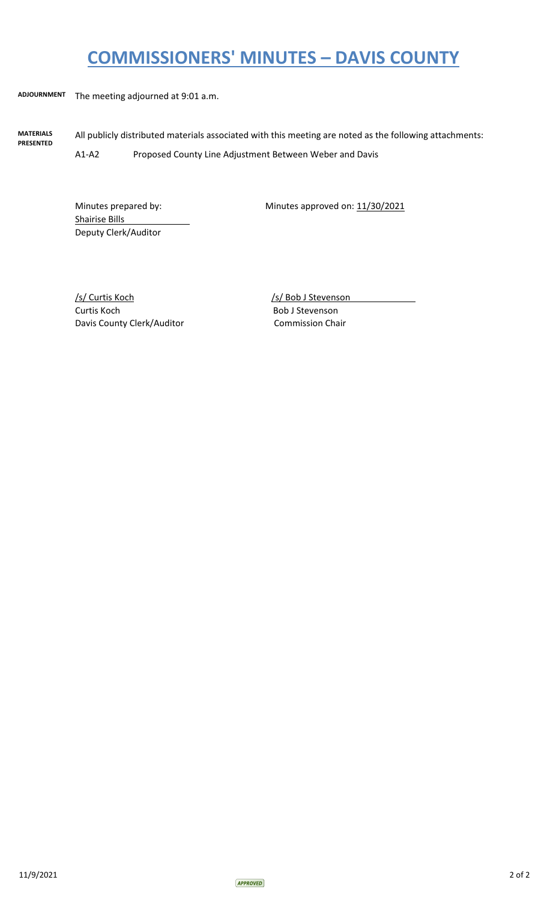# COMMISSIONERS' MINUTES – DAVIS COUNTY

**ADJOURNMENT** The meeting adjourned at 9:01 a.m.

**MATERIALS PRESENTED** All publicly distributed materials associated with this meeting are noted as the following attachments:

A1-A2 Proposed County Line Adjustment Between Weber and Davis

Minutes prepared by:
Shairise Bills
Deputy Clerk/Auditor

Minutes approved on: 11/30/2021

/s/ Curtis Koch
Curtis Koch
Davis County Clerk/Auditor

/s/ Bob J Stevenson
Bob J Stevenson
Commission Chair

11/9/2021

APPROVED